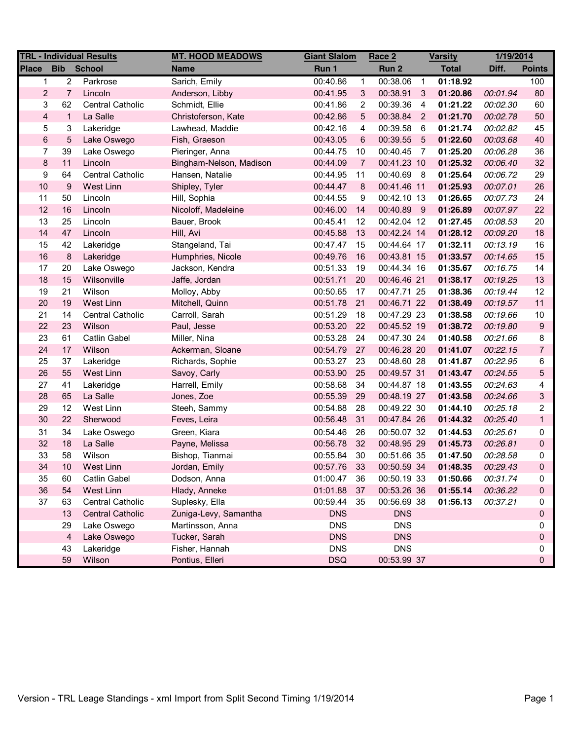| TRL - Individual Results | | | MT. HOOD MEADOWS | Giant Slalom | | Race 2 | | Varsity | 1/19/2014 | |
|---|---|---|---|---|---|---|---|---|---|---|
| Place | Bib | School | Name | Run 1 | | Run 2 | | Total | Diff. | Points |
| 1 | 2 | Parkrose | Sarich, Emily | 00:40.86 | 1 | 00:38.06 | 1 | **01:18.92** | | 100 |
| 2 | 7 | Lincoln | Anderson, Libby | 00:41.95 | 3 | 00:38.91 | 3 | **01:20.86** | *00:01.94* | 80 |
| 3 | 62 | Central Catholic | Schmidt, Ellie | 00:41.86 | 2 | 00:39.36 | 4 | **01:21.22** | *00:02.30* | 60 |
| 4 | 1 | La Salle | Christoferson, Kate | 00:42.86 | 5 | 00:38.84 | 2 | **01:21.70** | *00:02.78* | 50 |
| 5 | 3 | Lakeridge | Lawhead, Maddie | 00:42.16 | 4 | 00:39.58 | 6 | **01:21.74** | *00:02.82* | 45 |
| 6 | 5 | Lake Oswego | Fish, Graeson | 00:43.05 | 6 | 00:39.55 | 5 | **01:22.60** | *00:03.68* | 40 |
| 7 | 39 | Lake Oswego | Pieringer, Anna | 00:44.75 | 10 | 00:40.45 | 7 | **01:25.20** | *00:06.28* | 36 |
| 8 | 11 | Lincoln | Bingham-Nelson, Madison | 00:44.09 | 7 | 00:41.23 | 10 | **01:25.32** | *00:06.40* | 32 |
| 9 | 64 | Central Catholic | Hansen, Natalie | 00:44.95 | 11 | 00:40.69 | 8 | **01:25.64** | *00:06.72* | 29 |
| 10 | 9 | West Linn | Shipley, Tyler | 00:44.47 | 8 | 00:41.46 | 11 | **01:25.93** | *00:07.01* | 26 |
| 11 | 50 | Lincoln | Hill, Sophia | 00:44.55 | 9 | 00:42.10 | 13 | **01:26.65** | *00:07.73* | 24 |
| 12 | 16 | Lincoln | Nicoloff, Madeleine | 00:46.00 | 14 | 00:40.89 | 9 | **01:26.89** | *00:07.97* | 22 |
| 13 | 25 | Lincoln | Bauer, Brook | 00:45.41 | 12 | 00:42.04 | 12 | **01:27.45** | *00:08.53* | 20 |
| 14 | 47 | Lincoln | Hill, Avi | 00:45.88 | 13 | 00:42.24 | 14 | **01:28.12** | *00:09.20* | 18 |
| 15 | 42 | Lakeridge | Stangeland, Tai | 00:47.47 | 15 | 00:44.64 | 17 | **01:32.11** | *00:13.19* | 16 |
| 16 | 8 | Lakeridge | Humphries, Nicole | 00:49.76 | 16 | 00:43.81 | 15 | **01:33.57** | *00:14.65* | 15 |
| 17 | 20 | Lake Oswego | Jackson, Kendra | 00:51.33 | 19 | 00:44.34 | 16 | **01:35.67** | *00:16.75* | 14 |
| 18 | 15 | Wilsonville | Jaffe, Jordan | 00:51.71 | 20 | 00:46.46 | 21 | **01:38.17** | *00:19.25* | 13 |
| 19 | 21 | Wilson | Molloy, Abby | 00:50.65 | 17 | 00:47.71 | 25 | **01:38.36** | *00:19.44* | 12 |
| 20 | 19 | West Linn | Mitchell, Quinn | 00:51.78 | 21 | 00:46.71 | 22 | **01:38.49** | *00:19.57* | 11 |
| 21 | 14 | Central Catholic | Carroll, Sarah | 00:51.29 | 18 | 00:47.29 | 23 | **01:38.58** | *00:19.66* | 10 |
| 22 | 23 | Wilson | Paul, Jesse | 00:53.20 | 22 | 00:45.52 | 19 | **01:38.72** | *00:19.80* | 9 |
| 23 | 61 | Catlin Gabel | Miller, Nina | 00:53.28 | 24 | 00:47.30 | 24 | **01:40.58** | *00:21.66* | 8 |
| 24 | 17 | Wilson | Ackerman, Sloane | 00:54.79 | 27 | 00:46.28 | 20 | **01:41.07** | *00:22.15* | 7 |
| 25 | 37 | Lakeridge | Richards, Sophie | 00:53.27 | 23 | 00:48.60 | 28 | **01:41.87** | *00:22.95* | 6 |
| 26 | 55 | West Linn | Savoy, Carly | 00:53.90 | 25 | 00:49.57 | 31 | **01:43.47** | *00:24.55* | 5 |
| 27 | 41 | Lakeridge | Harrell, Emily | 00:58.68 | 34 | 00:44.87 | 18 | **01:43.55** | *00:24.63* | 4 |
| 28 | 65 | La Salle | Jones, Zoe | 00:55.39 | 29 | 00:48.19 | 27 | **01:43.58** | *00:24.66* | 3 |
| 29 | 12 | West Linn | Steeh, Sammy | 00:54.88 | 28 | 00:49.22 | 30 | **01:44.10** | *00:25.18* | 2 |
| 30 | 22 | Sherwood | Feves, Leira | 00:56.48 | 31 | 00:47.84 | 26 | **01:44.32** | *00:25.40* | 1 |
| 31 | 34 | Lake Oswego | Green, Kiara | 00:54.46 | 26 | 00:50.07 | 32 | **01:44.53** | *00:25.61* | 0 |
| 32 | 18 | La Salle | Payne, Melissa | 00:56.78 | 32 | 00:48.95 | 29 | **01:45.73** | *00:26.81* | 0 |
| 33 | 58 | Wilson | Bishop, Tianmai | 00:55.84 | 30 | 00:51.66 | 35 | **01:47.50** | *00:28.58* | 0 |
| 34 | 10 | West Linn | Jordan, Emily | 00:57.76 | 33 | 00:50.59 | 34 | **01:48.35** | *00:29.43* | 0 |
| 35 | 60 | Catlin Gabel | Dodson, Anna | 01:00.47 | 36 | 00:50.19 | 33 | **01:50.66** | *00:31.74* | 0 |
| 36 | 54 | West Linn | Hlady, Anneke | 01:01.88 | 37 | 00:53.26 | 36 | **01:55.14** | *00:36.22* | 0 |
| 37 | 63 | Central Catholic | Suplesky, Ella | 00:59.44 | 35 | 00:56.69 | 38 | **01:56.13** | *00:37.21* | 0 |
| | 13 | Central Catholic | Zuniga-Levy, Samantha | DNS | | DNS | | | | 0 |
| | 29 | Lake Oswego | Martinsson, Anna | DNS | | DNS | | | | 0 |
| | 4 | Lake Oswego | Tucker, Sarah | DNS | | DNS | | | | 0 |
| | 43 | Lakeridge | Fisher, Hannah | DNS | | DNS | | | | 0 |
| | 59 | Wilson | Pontius, Elleri | DSQ | | 00:53.99 | 37 | | | 0 |

Version - TRL Leage Standings - xml Import from Split Second Timing 1/19/2014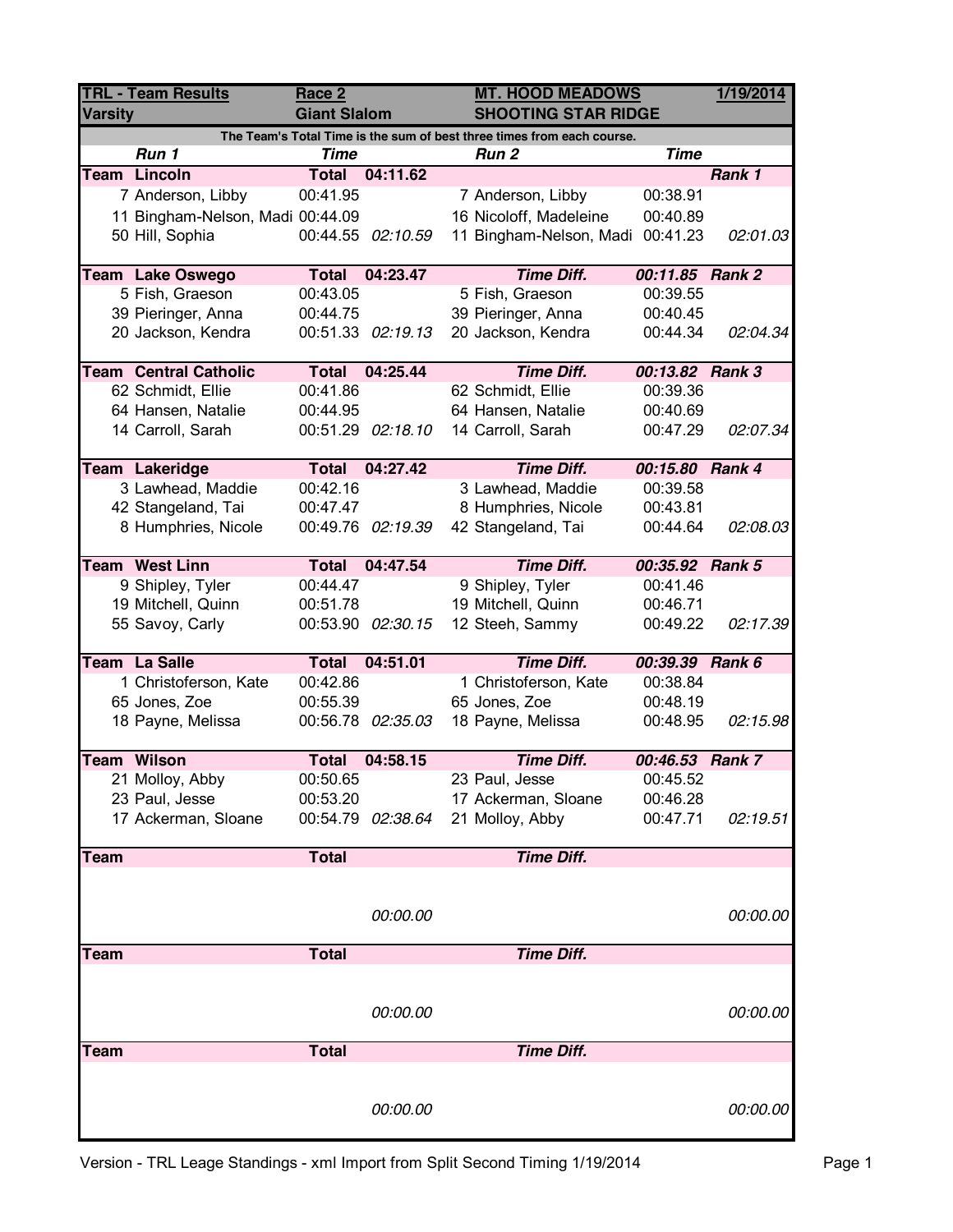| TRL - Team Results | Race 2 | | MT. HOOD MEADOWS | | 1/19/2014 |
|---|---|---|---|---|---|
| Varsity | Giant Slalom | | SHOOTING STAR RIDGE | | |

The Team's Total Time is the sum of best three times from each course.

| Run 1 | Time | | Run 2 | Time | |
|---|---|---|---|---|---|
| **Team Lincoln** | **Total** | **04:11.62** | | | ***Rank 1*** |
| 7 Anderson, Libby | 00:41.95 | | 7 Anderson, Libby | 00:38.91 | |
| 11 Bingham-Nelson, Madi | 00:44.09 | | 16 Nicoloff, Madeleine | 00:40.89 | |
| 50 Hill, Sophia | 00:44.55 | *02:10.59* | 11 Bingham-Nelson, Madi | 00:41.23 | *02:01.03* |
| **Team Lake Oswego** | **Total** | **04:23.47** | ***Time Diff.*** | ***00:11.85*** | ***Rank 2*** |
| 5 Fish, Graeson | 00:43.05 | | 5 Fish, Graeson | 00:39.55 | |
| 39 Pieringer, Anna | 00:44.75 | | 39 Pieringer, Anna | 00:40.45 | |
| 20 Jackson, Kendra | 00:51.33 | *02:19.13* | 20 Jackson, Kendra | 00:44.34 | *02:04.34* |
| **Team Central Catholic** | **Total** | **04:25.44** | ***Time Diff.*** | ***00:13.82*** | ***Rank 3*** |
| 62 Schmidt, Ellie | 00:41.86 | | 62 Schmidt, Ellie | 00:39.36 | |
| 64 Hansen, Natalie | 00:44.95 | | 64 Hansen, Natalie | 00:40.69 | |
| 14 Carroll, Sarah | 00:51.29 | *02:18.10* | 14 Carroll, Sarah | 00:47.29 | *02:07.34* |
| **Team Lakeridge** | **Total** | **04:27.42** | ***Time Diff.*** | ***00:15.80*** | ***Rank 4*** |
| 3 Lawhead, Maddie | 00:42.16 | | 3 Lawhead, Maddie | 00:39.58 | |
| 42 Stangeland, Tai | 00:47.47 | | 8 Humphries, Nicole | 00:43.81 | |
| 8 Humphries, Nicole | 00:49.76 | *02:19.39* | 42 Stangeland, Tai | 00:44.64 | *02:08.03* |
| **Team West Linn** | **Total** | **04:47.54** | ***Time Diff.*** | ***00:35.92*** | ***Rank 5*** |
| 9 Shipley, Tyler | 00:44.47 | | 9 Shipley, Tyler | 00:41.46 | |
| 19 Mitchell, Quinn | 00:51.78 | | 19 Mitchell, Quinn | 00:46.71 | |
| 55 Savoy, Carly | 00:53.90 | *02:30.15* | 12 Steeh, Sammy | 00:49.22 | *02:17.39* |
| **Team La Salle** | **Total** | **04:51.01** | ***Time Diff.*** | ***00:39.39*** | ***Rank 6*** |
| 1 Christoferson, Kate | 00:42.86 | | 1 Christoferson, Kate | 00:38.84 | |
| 65 Jones, Zoe | 00:55.39 | | 65 Jones, Zoe | 00:48.19 | |
| 18 Payne, Melissa | 00:56.78 | *02:35.03* | 18 Payne, Melissa | 00:48.95 | *02:15.98* |
| **Team Wilson** | **Total** | **04:58.15** | ***Time Diff.*** | ***00:46.53*** | ***Rank 7*** |
| 21 Molloy, Abby | 00:50.65 | | 23 Paul, Jesse | 00:45.52 | |
| 23 Paul, Jesse | 00:53.20 | | 17 Ackerman, Sloane | 00:46.28 | |
| 17 Ackerman, Sloane | 00:54.79 | *02:38.64* | 21 Molloy, Abby | 00:47.71 | *02:19.51* |
| **Team** | **Total** | | ***Time Diff.*** | | |
| | | *00:00.00* | | | *00:00.00* |
| **Team** | **Total** | | ***Time Diff.*** | | |
| | | *00:00.00* | | | *00:00.00* |
| **Team** | **Total** | | ***Time Diff.*** | | |
| | | *00:00.00* | | | *00:00.00* |

Version - TRL Leage Standings - xml Import from Split Second Timing 1/19/2014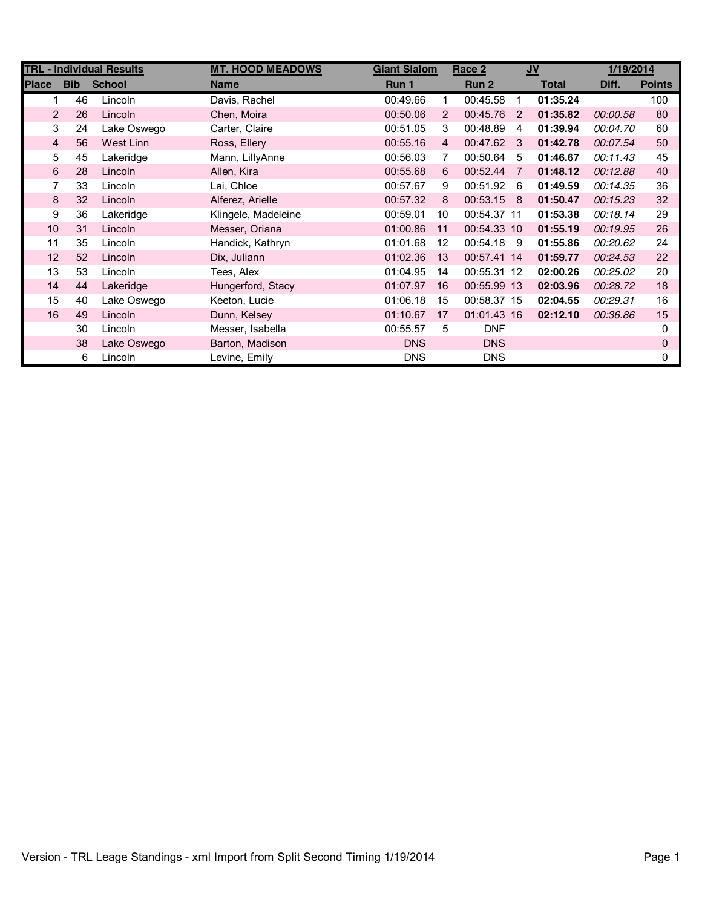| TRL - Individual Results | | | MT. HOOD MEADOWS | Giant Slalom | | Race 2 | | JV | 1/19/2014 | |
|---|---|---|---|---|---|---|---|---|---|---|
| Place | Bib | School | Name | Run 1 | | Run 2 | | Total | Diff. | Points |
| 1 | 46 | Lincoln | Davis, Rachel | 00:49.66 | 1 | 00:45.58 | 1 | **01:35.24** | | 100 |
| 2 | 26 | Lincoln | Chen, Moira | 00:50.06 | 2 | 00:45.76 | 2 | **01:35.82** | *00:00.58* | 80 |
| 3 | 24 | Lake Oswego | Carter, Claire | 00:51.05 | 3 | 00:48.89 | 4 | **01:39.94** | *00:04.70* | 60 |
| 4 | 56 | West Linn | Ross, Ellery | 00:55.16 | 4 | 00:47.62 | 3 | **01:42.78** | *00:07.54* | 50 |
| 5 | 45 | Lakeridge | Mann, LillyAnne | 00:56.03 | 7 | 00:50.64 | 5 | **01:46.67** | *00:11.43* | 45 |
| 6 | 28 | Lincoln | Allen, Kira | 00:55.68 | 6 | 00:52.44 | 7 | **01:48.12** | *00:12.88* | 40 |
| 7 | 33 | Lincoln | Lai, Chloe | 00:57.67 | 9 | 00:51.92 | 6 | **01:49.59** | *00:14.35* | 36 |
| 8 | 32 | Lincoln | Alferez, Arielle | 00:57.32 | 8 | 00:53.15 | 8 | **01:50.47** | *00:15.23* | 32 |
| 9 | 36 | Lakeridge | Klingele, Madeleine | 00:59.01 | 10 | 00:54.37 | 11 | **01:53.38** | *00:18.14* | 29 |
| 10 | 31 | Lincoln | Messer, Oriana | 01:00.86 | 11 | 00:54.33 | 10 | **01:55.19** | *00:19.95* | 26 |
| 11 | 35 | Lincoln | Handick, Kathryn | 01:01.68 | 12 | 00:54.18 | 9 | **01:55.86** | *00:20.62* | 24 |
| 12 | 52 | Lincoln | Dix, Juliann | 01:02.36 | 13 | 00:57.41 | 14 | **01:59.77** | *00:24.53* | 22 |
| 13 | 53 | Lincoln | Tees, Alex | 01:04.95 | 14 | 00:55.31 | 12 | **02:00.26** | *00:25.02* | 20 |
| 14 | 44 | Lakeridge | Hungerford, Stacy | 01:07.97 | 16 | 00:55.99 | 13 | **02:03.96** | *00:28.72* | 18 |
| 15 | 40 | Lake Oswego | Keeton, Lucie | 01:06.18 | 15 | 00:58.37 | 15 | **02:04.55** | *00:29.31* | 16 |
| 16 | 49 | Lincoln | Dunn, Kelsey | 01:10.67 | 17 | 01:01.43 | 16 | **02:12.10** | *00:36.86* | 15 |
| | 30 | Lincoln | Messer, Isabella | 00:55.57 | 5 | DNF | | | | 0 |
| | 38 | Lake Oswego | Barton, Madison | DNS | | DNS | | | | 0 |
| | 6 | Lincoln | Levine, Emily | DNS | | DNS | | | | 0 |

Version - TRL Leage Standings - xml Import from Split Second Timing 1/19/2014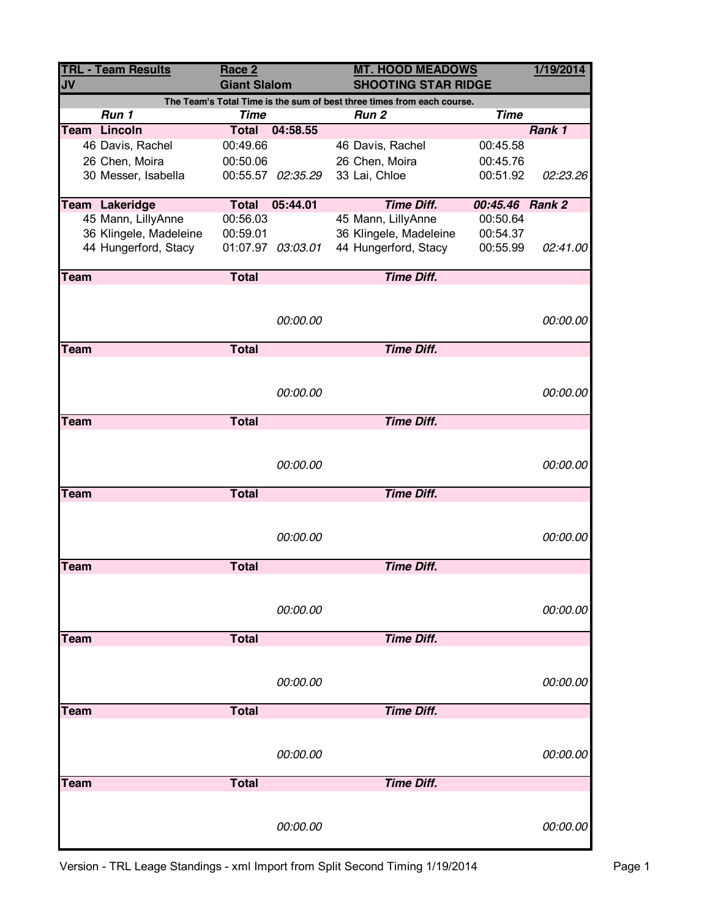| TRL - Team Results | Race 2 | | MT. HOOD MEADOWS | | 1/19/2014 |
|---|---|---|---|---|---|
| JV | Giant Slalom | | SHOOTING STAR RIDGE | | |

The Team's Total Time is the sum of best three times from each course.

| *Run 1* | *Time* | | *Run 2* | *Time* | |
|---|---|---|---|---|---|
| **Team Lincoln** | **Total** | **04:58.55** | | | ***Rank 1*** |
| 46 Davis, Rachel | 00:49.66 | | 46 Davis, Rachel | 00:45.58 | |
| 26 Chen, Moira | 00:50.06 | | 26 Chen, Moira | 00:45.76 | |
| 30 Messer, Isabella | 00:55.57 | *02:35.29* | 33 Lai, Chloe | 00:51.92 | *02:23.26* |
| **Team Lakeridge** | **Total** | **05:44.01** | ***Time Diff.*** | ***00:45.46*** | ***Rank 2*** |
| 45 Mann, LillyAnne | 00:56.03 | | 45 Mann, LillyAnne | 00:50.64 | |
| 36 Klingele, Madeleine | 00:59.01 | | 36 Klingele, Madeleine | 00:54.37 | |
| 44 Hungerford, Stacy | 01:07.97 | *03:03.01* | 44 Hungerford, Stacy | 00:55.99 | *02:41.00* |
| **Team** | **Total** | | ***Time Diff.*** | | |
| | | *00:00.00* | | | *00:00.00* |
| **Team** | **Total** | | ***Time Diff.*** | | |
| | | *00:00.00* | | | *00:00.00* |
| **Team** | **Total** | | ***Time Diff.*** | | |
| | | *00:00.00* | | | *00:00.00* |
| **Team** | **Total** | | ***Time Diff.*** | | |
| | | *00:00.00* | | | *00:00.00* |
| **Team** | **Total** | | ***Time Diff.*** | | |
| | | *00:00.00* | | | *00:00.00* |
| **Team** | **Total** | | ***Time Diff.*** | | |
| | | *00:00.00* | | | *00:00.00* |
| **Team** | **Total** | | ***Time Diff.*** | | |
| | | *00:00.00* | | | *00:00.00* |
| **Team** | **Total** | | ***Time Diff.*** | | |
| | | *00:00.00* | | | *00:00.00* |

Version - TRL Leage Standings - xml Import from Split Second Timing 1/19/2014